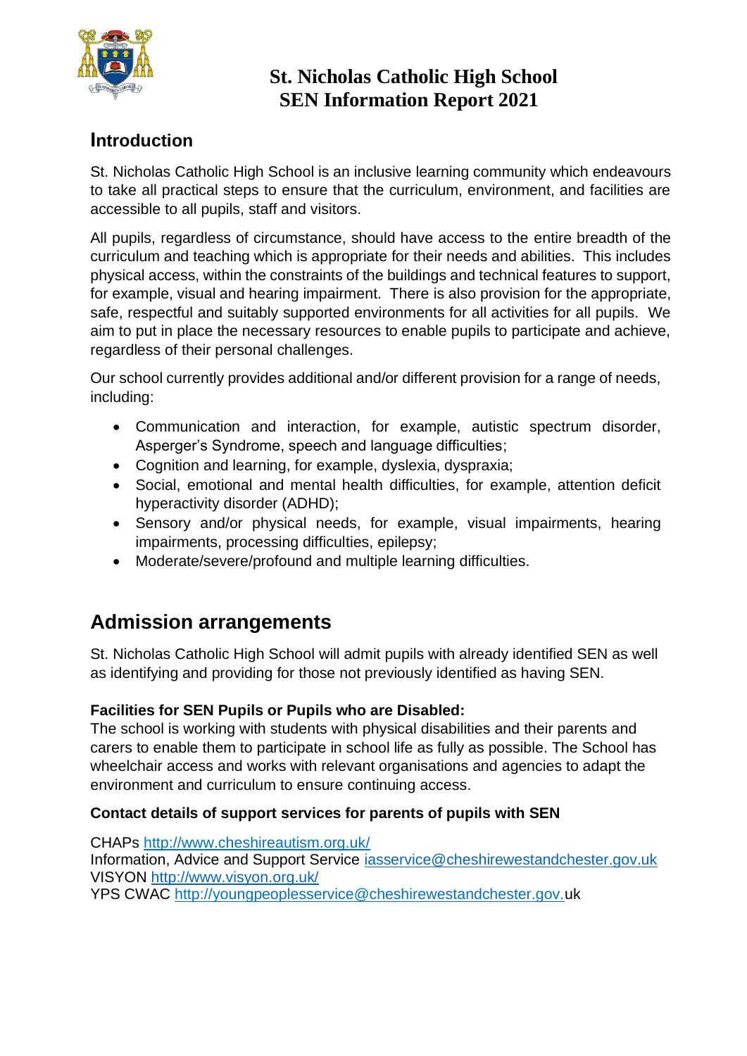# St. Nicholas Catholic High School
# SEN Information Report 2021

## Introduction

St. Nicholas Catholic High School is an inclusive learning community which endeavours to take all practical steps to ensure that the curriculum, environment, and facilities are accessible to all pupils, staff and visitors.

All pupils, regardless of circumstance, should have access to the entire breadth of the curriculum and teaching which is appropriate for their needs and abilities. This includes physical access, within the constraints of the buildings and technical features to support, for example, visual and hearing impairment. There is also provision for the appropriate, safe, respectful and suitably supported environments for all activities for all pupils. We aim to put in place the necessary resources to enable pupils to participate and achieve, regardless of their personal challenges.

Our school currently provides additional and/or different provision for a range of needs, including:

- Communication and interaction, for example, autistic spectrum disorder, Asperger's Syndrome, speech and language difficulties;
- Cognition and learning, for example, dyslexia, dyspraxia;
- Social, emotional and mental health difficulties, for example, attention deficit hyperactivity disorder (ADHD);
- Sensory and/or physical needs, for example, visual impairments, hearing impairments, processing difficulties, epilepsy;
- Moderate/severe/profound and multiple learning difficulties.

## Admission arrangements

St. Nicholas Catholic High School will admit pupils with already identified SEN as well as identifying and providing for those not previously identified as having SEN.

**Facilities for SEN Pupils or Pupils who are Disabled:**
The school is working with students with physical disabilities and their parents and carers to enable them to participate in school life as fully as possible. The School has wheelchair access and works with relevant organisations and agencies to adapt the environment and curriculum to ensure continuing access.

**Contact details of support services for parents of pupils with SEN**

CHAPs http://www.cheshireautism.org.uk/
Information, Advice and Support Service iasservice@cheshirewestandchester.gov.uk
VISYON http://www.visyon.org.uk/
YPS CWAC http://youngpeoplesservice@cheshirewestandchester.gov.uk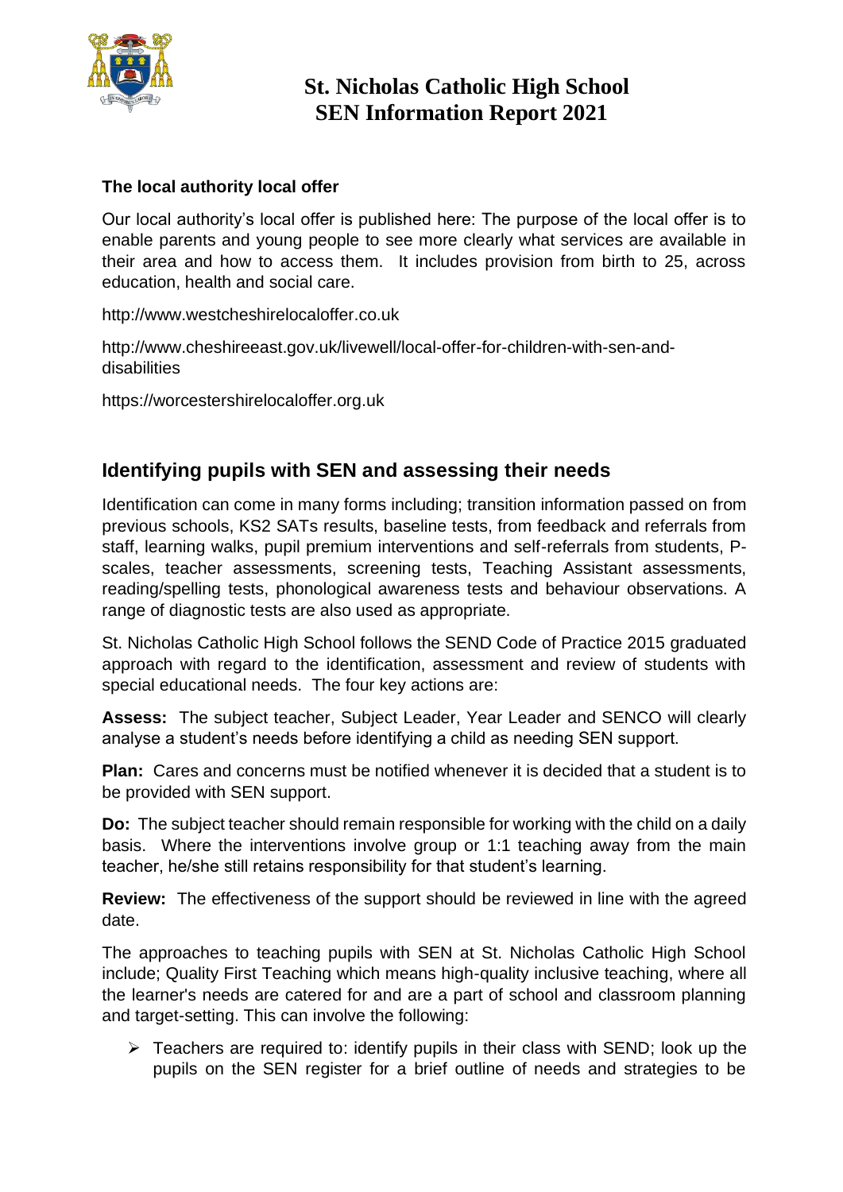# St. Nicholas Catholic High School
# SEN Information Report 2021

**The local authority local offer**

Our local authority's local offer is published here: The purpose of the local offer is to enable parents and young people to see more clearly what services are available in their area and how to access them. It includes provision from birth to 25, across education, health and social care.

http://www.westcheshirelocaloffer.co.uk

http://www.cheshireeast.gov.uk/livewell/local-offer-for-children-with-sen-and-disabilities

https://worcestershirelocaloffer.org.uk

## Identifying pupils with SEN and assessing their needs

Identification can come in many forms including; transition information passed on from previous schools, KS2 SATs results, baseline tests, from feedback and referrals from staff, learning walks, pupil premium interventions and self-referrals from students, P-scales, teacher assessments, screening tests, Teaching Assistant assessments, reading/spelling tests, phonological awareness tests and behaviour observations. A range of diagnostic tests are also used as appropriate.

St. Nicholas Catholic High School follows the SEND Code of Practice 2015 graduated approach with regard to the identification, assessment and review of students with special educational needs. The four key actions are:

**Assess:** The subject teacher, Subject Leader, Year Leader and SENCO will clearly analyse a student's needs before identifying a child as needing SEN support.

**Plan:** Cares and concerns must be notified whenever it is decided that a student is to be provided with SEN support.

**Do:** The subject teacher should remain responsible for working with the child on a daily basis. Where the interventions involve group or 1:1 teaching away from the main teacher, he/she still retains responsibility for that student's learning.

**Review:** The effectiveness of the support should be reviewed in line with the agreed date.

The approaches to teaching pupils with SEN at St. Nicholas Catholic High School include; Quality First Teaching which means high-quality inclusive teaching, where all the learner's needs are catered for and are a part of school and classroom planning and target-setting. This can involve the following:

- Teachers are required to: identify pupils in their class with SEND; look up the pupils on the SEN register for a brief outline of needs and strategies to be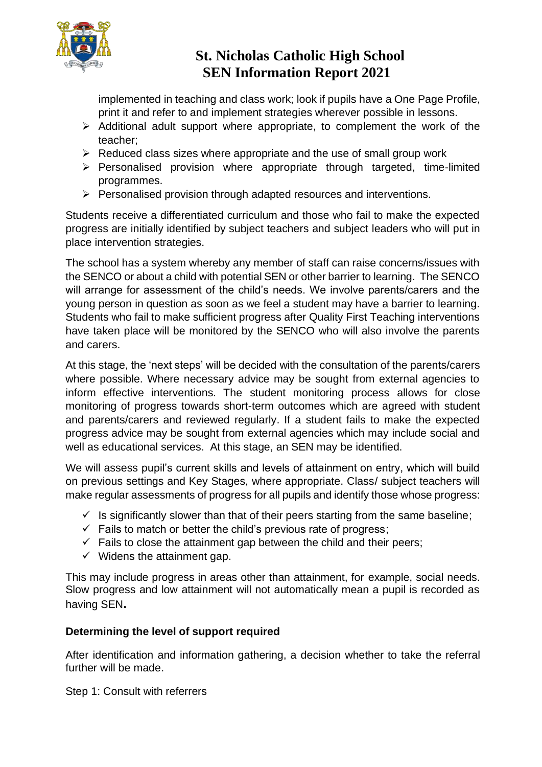implemented in teaching and class work; look if pupils have a One Page Profile, print it and refer to and implement strategies wherever possible in lessons.

- Additional adult support where appropriate, to complement the work of the teacher;
- Reduced class sizes where appropriate and the use of small group work
- Personalised provision where appropriate through targeted, time-limited programmes.
- Personalised provision through adapted resources and interventions.

Students receive a differentiated curriculum and those who fail to make the expected progress are initially identified by subject teachers and subject leaders who will put in place intervention strategies.

The school has a system whereby any member of staff can raise concerns/issues with the SENCO or about a child with potential SEN or other barrier to learning. The SENCO will arrange for assessment of the child's needs. We involve parents/carers and the young person in question as soon as we feel a student may have a barrier to learning. Students who fail to make sufficient progress after Quality First Teaching interventions have taken place will be monitored by the SENCO who will also involve the parents and carers.

At this stage, the 'next steps' will be decided with the consultation of the parents/carers where possible. Where necessary advice may be sought from external agencies to inform effective interventions. The student monitoring process allows for close monitoring of progress towards short-term outcomes which are agreed with student and parents/carers and reviewed regularly. If a student fails to make the expected progress advice may be sought from external agencies which may include social and well as educational services. At this stage, an SEN may be identified.

We will assess pupil's current skills and levels of attainment on entry, which will build on previous settings and Key Stages, where appropriate. Class/ subject teachers will make regular assessments of progress for all pupils and identify those whose progress:

- ✓ Is significantly slower than that of their peers starting from the same baseline;
- ✓ Fails to match or better the child's previous rate of progress;
- ✓ Fails to close the attainment gap between the child and their peers;
- ✓ Widens the attainment gap.

This may include progress in areas other than attainment, for example, social needs. Slow progress and low attainment will not automatically mean a pupil is recorded as having SEN**.**

**Determining the level of support required**

After identification and information gathering, a decision whether to take the referral further will be made.

Step 1: Consult with referrers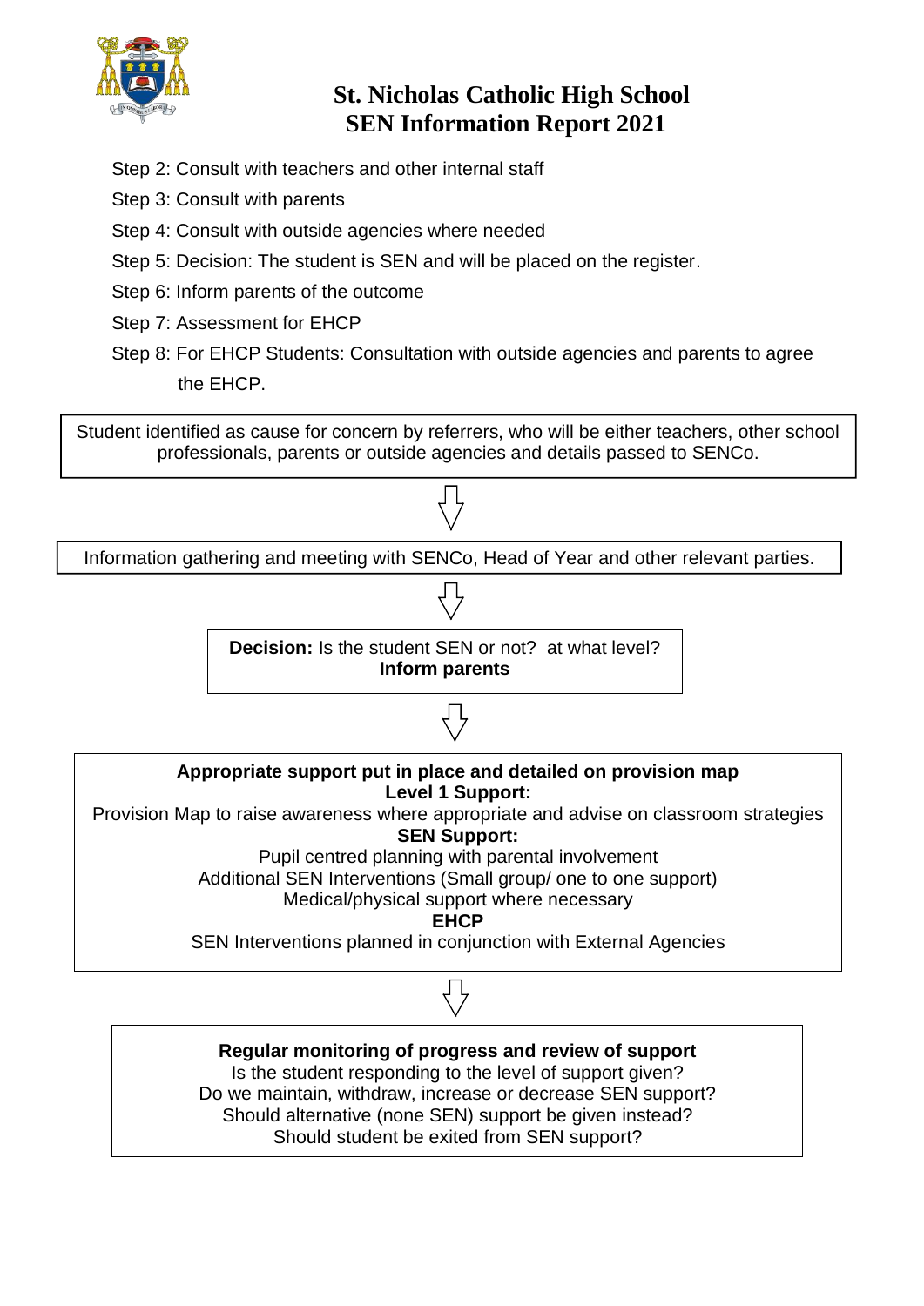Step 2: Consult with teachers and other internal staff

Step 3: Consult with parents

Step 4: Consult with outside agencies where needed

Step 5: Decision: The student is SEN and will be placed on the register.

Step 6: Inform parents of the outcome

Step 7: Assessment for EHCP

Step 8: For EHCP Students: Consultation with outside agencies and parents to agree the EHCP.

Student identified as cause for concern by referrers, who will be either teachers, other school professionals, parents or outside agencies and details passed to SENCo.

⇩

Information gathering and meeting with SENCo, Head of Year and other relevant parties.

⇩

**Decision:** Is the student SEN or not? at what level?
**Inform parents**

⇩

**Appropriate support put in place and detailed on provision map**

**Level 1 Support:**

Provision Map to raise awareness where appropriate and advise on classroom strategies

**SEN Support:**

Pupil centred planning with parental involvement

Additional SEN Interventions (Small group/ one to one support)

Medical/physical support where necessary

**EHCP**

SEN Interventions planned in conjunction with External Agencies

⇩

**Regular monitoring of progress and review of support**

Is the student responding to the level of support given?

Do we maintain, withdraw, increase or decrease SEN support?

Should alternative (none SEN) support be given instead?

Should student be exited from SEN support?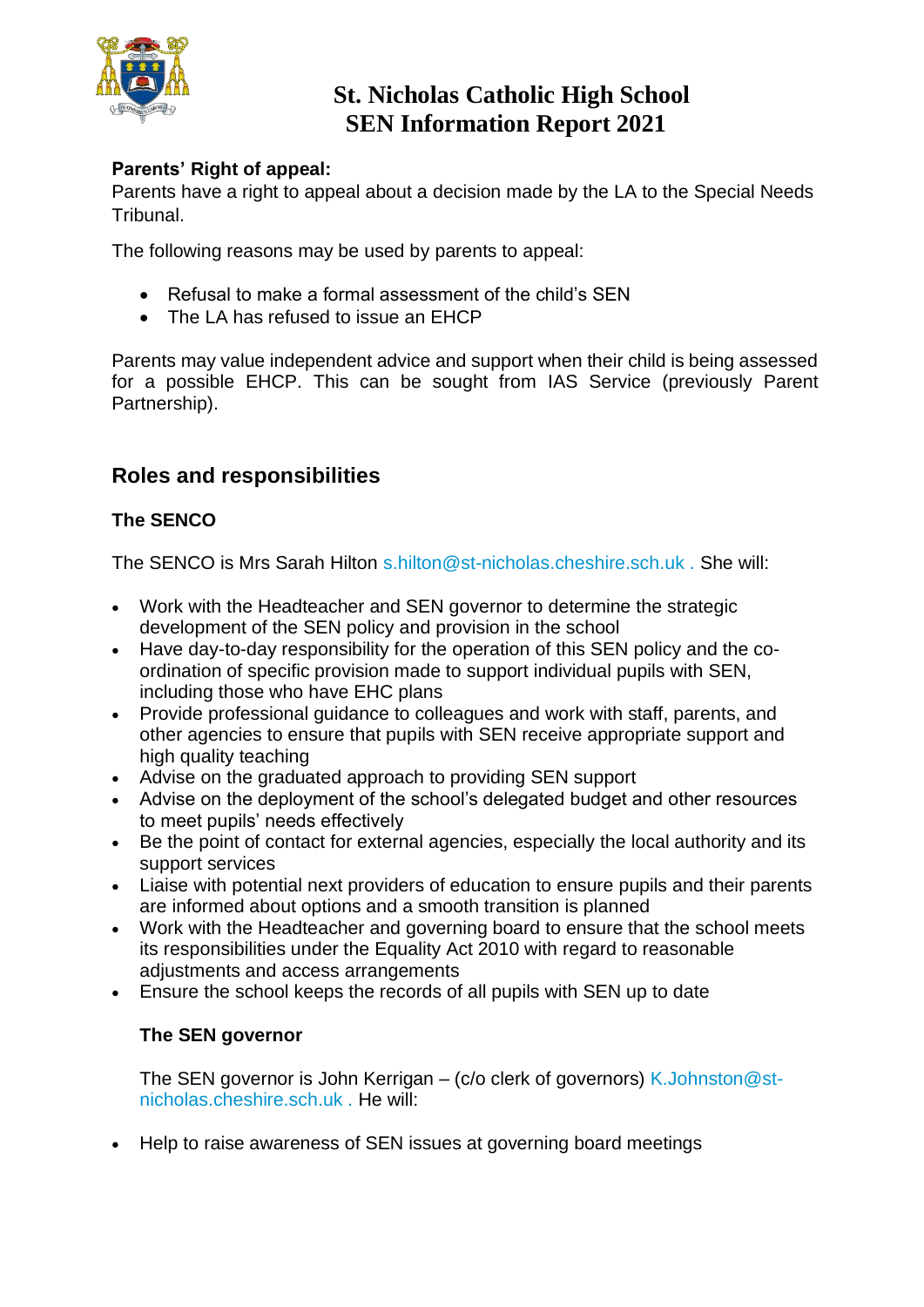# St. Nicholas Catholic High School
## SEN Information Report 2021

**Parents' Right of appeal:**
Parents have a right to appeal about a decision made by the LA to the Special Needs Tribunal.

The following reasons may be used by parents to appeal:

- Refusal to make a formal assessment of the child's SEN
- The LA has refused to issue an EHCP

Parents may value independent advice and support when their child is being assessed for a possible EHCP. This can be sought from IAS Service (previously Parent Partnership).

## Roles and responsibilities

### The SENCO

The SENCO is Mrs Sarah Hilton s.hilton@st-nicholas.cheshire.sch.uk . She will:

- Work with the Headteacher and SEN governor to determine the strategic development of the SEN policy and provision in the school
- Have day-to-day responsibility for the operation of this SEN policy and the co-ordination of specific provision made to support individual pupils with SEN, including those who have EHC plans
- Provide professional guidance to colleagues and work with staff, parents, and other agencies to ensure that pupils with SEN receive appropriate support and high quality teaching
- Advise on the graduated approach to providing SEN support
- Advise on the deployment of the school's delegated budget and other resources to meet pupils' needs effectively
- Be the point of contact for external agencies, especially the local authority and its support services
- Liaise with potential next providers of education to ensure pupils and their parents are informed about options and a smooth transition is planned
- Work with the Headteacher and governing board to ensure that the school meets its responsibilities under the Equality Act 2010 with regard to reasonable adjustments and access arrangements
- Ensure the school keeps the records of all pupils with SEN up to date

### The SEN governor

The SEN governor is John Kerrigan – (c/o clerk of governors) K.Johnston@st-nicholas.cheshire.sch.uk . He will:

- Help to raise awareness of SEN issues at governing board meetings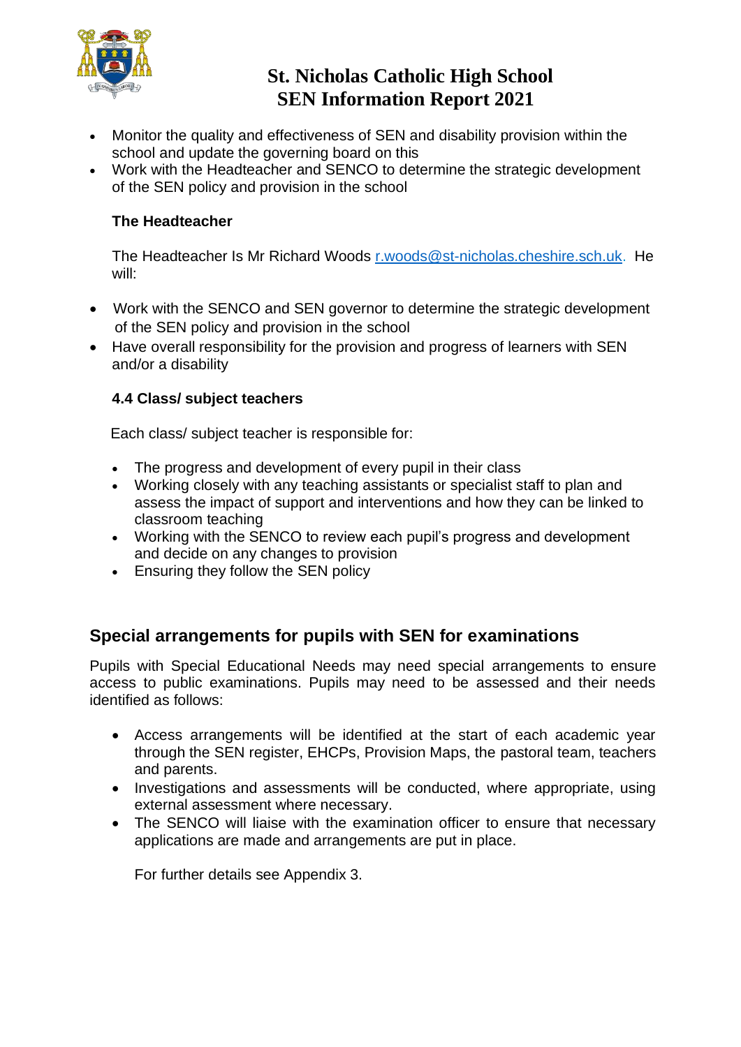- Monitor the quality and effectiveness of SEN and disability provision within the school and update the governing board on this
- Work with the Headteacher and SENCO to determine the strategic development of the SEN policy and provision in the school

**The Headteacher**

The Headteacher Is Mr Richard Woods r.woods@st-nicholas.cheshire.sch.uk. He will:

- Work with the SENCO and SEN governor to determine the strategic development of the SEN policy and provision in the school
- Have overall responsibility for the provision and progress of learners with SEN and/or a disability

**4.4 Class/ subject teachers**

Each class/ subject teacher is responsible for:

- The progress and development of every pupil in their class
- Working closely with any teaching assistants or specialist staff to plan and assess the impact of support and interventions and how they can be linked to classroom teaching
- Working with the SENCO to review each pupil's progress and development and decide on any changes to provision
- Ensuring they follow the SEN policy

## Special arrangements for pupils with SEN for examinations

Pupils with Special Educational Needs may need special arrangements to ensure access to public examinations. Pupils may need to be assessed and their needs identified as follows:

- Access arrangements will be identified at the start of each academic year through the SEN register, EHCPs, Provision Maps, the pastoral team, teachers and parents.
- Investigations and assessments will be conducted, where appropriate, using external assessment where necessary.
- The SENCO will liaise with the examination officer to ensure that necessary applications are made and arrangements are put in place.

  For further details see Appendix 3.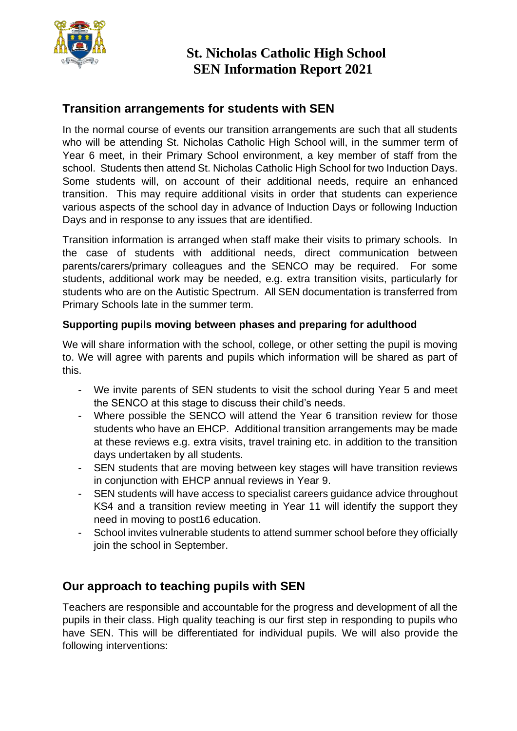# St. Nicholas Catholic High School SEN Information Report 2021

## Transition arrangements for students with SEN

In the normal course of events our transition arrangements are such that all students who will be attending St. Nicholas Catholic High School will, in the summer term of Year 6 meet, in their Primary School environment, a key member of staff from the school. Students then attend St. Nicholas Catholic High School for two Induction Days. Some students will, on account of their additional needs, require an enhanced transition. This may require additional visits in order that students can experience various aspects of the school day in advance of Induction Days or following Induction Days and in response to any issues that are identified.

Transition information is arranged when staff make their visits to primary schools. In the case of students with additional needs, direct communication between parents/carers/primary colleagues and the SENCO may be required. For some students, additional work may be needed, e.g. extra transition visits, particularly for students who are on the Autistic Spectrum. All SEN documentation is transferred from Primary Schools late in the summer term.

### Supporting pupils moving between phases and preparing for adulthood

We will share information with the school, college, or other setting the pupil is moving to. We will agree with parents and pupils which information will be shared as part of this.

- We invite parents of SEN students to visit the school during Year 5 and meet the SENCO at this stage to discuss their child's needs.
- Where possible the SENCO will attend the Year 6 transition review for those students who have an EHCP. Additional transition arrangements may be made at these reviews e.g. extra visits, travel training etc. in addition to the transition days undertaken by all students.
- SEN students that are moving between key stages will have transition reviews in conjunction with EHCP annual reviews in Year 9.
- SEN students will have access to specialist careers guidance advice throughout KS4 and a transition review meeting in Year 11 will identify the support they need in moving to post16 education.
- School invites vulnerable students to attend summer school before they officially join the school in September.

## Our approach to teaching pupils with SEN

Teachers are responsible and accountable for the progress and development of all the pupils in their class. High quality teaching is our first step in responding to pupils who have SEN. This will be differentiated for individual pupils. We will also provide the following interventions: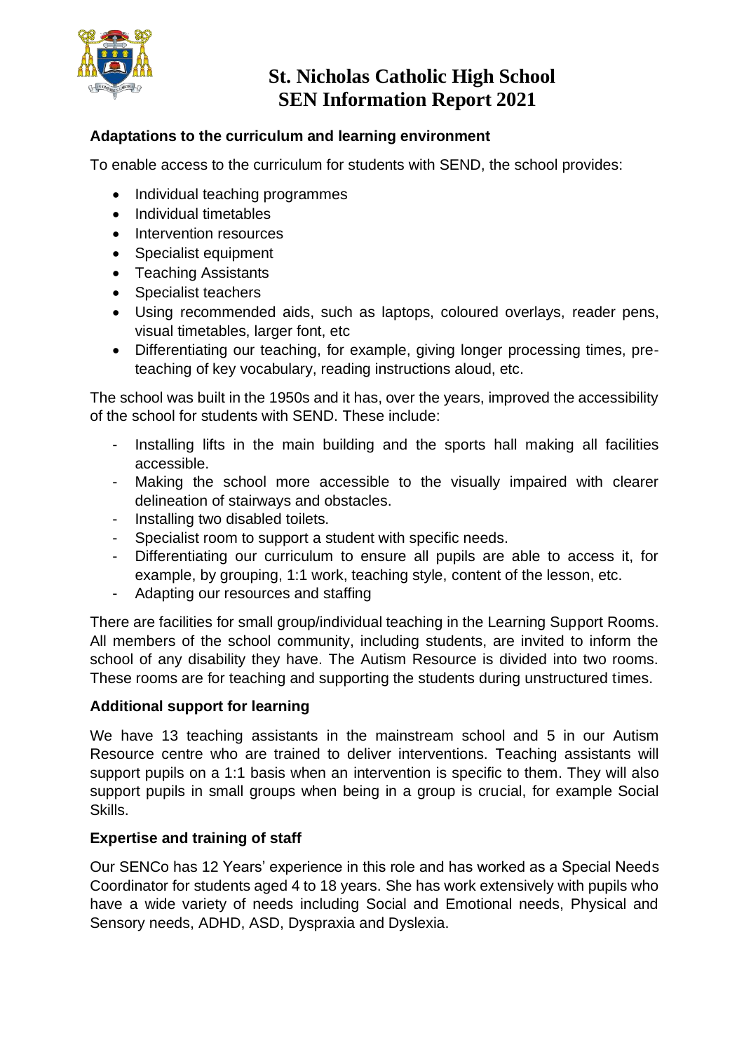# St. Nicholas Catholic High School
# SEN Information Report 2021

### Adaptations to the curriculum and learning environment

To enable access to the curriculum for students with SEND, the school provides:

- Individual teaching programmes
- Individual timetables
- Intervention resources
- Specialist equipment
- Teaching Assistants
- Specialist teachers
- Using recommended aids, such as laptops, coloured overlays, reader pens, visual timetables, larger font, etc
- Differentiating our teaching, for example, giving longer processing times, pre-teaching of key vocabulary, reading instructions aloud, etc.

The school was built in the 1950s and it has, over the years, improved the accessibility of the school for students with SEND. These include:

- Installing lifts in the main building and the sports hall making all facilities accessible.
- Making the school more accessible to the visually impaired with clearer delineation of stairways and obstacles.
- Installing two disabled toilets.
- Specialist room to support a student with specific needs.
- Differentiating our curriculum to ensure all pupils are able to access it, for example, by grouping, 1:1 work, teaching style, content of the lesson, etc.
- Adapting our resources and staffing

There are facilities for small group/individual teaching in the Learning Support Rooms. All members of the school community, including students, are invited to inform the school of any disability they have. The Autism Resource is divided into two rooms. These rooms are for teaching and supporting the students during unstructured times.

### Additional support for learning

We have 13 teaching assistants in the mainstream school and 5 in our Autism Resource centre who are trained to deliver interventions. Teaching assistants will support pupils on a 1:1 basis when an intervention is specific to them. They will also support pupils in small groups when being in a group is crucial, for example Social Skills.

### Expertise and training of staff

Our SENCo has 12 Years' experience in this role and has worked as a Special Needs Coordinator for students aged 4 to 18 years. She has work extensively with pupils who have a wide variety of needs including Social and Emotional needs, Physical and Sensory needs, ADHD, ASD, Dyspraxia and Dyslexia.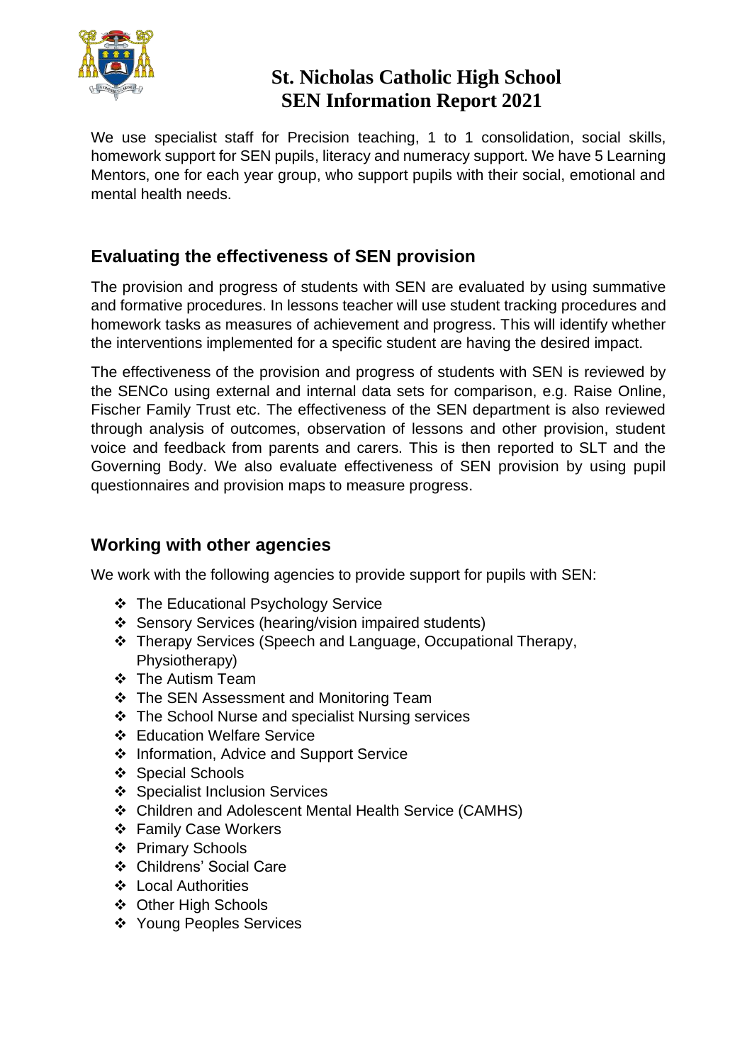We use specialist staff for Precision teaching, 1 to 1 consolidation, social skills, homework support for SEN pupils, literacy and numeracy support. We have 5 Learning Mentors, one for each year group, who support pupils with their social, emotional and mental health needs.

## Evaluating the effectiveness of SEN provision

The provision and progress of students with SEN are evaluated by using summative and formative procedures. In lessons teacher will use student tracking procedures and homework tasks as measures of achievement and progress. This will identify whether the interventions implemented for a specific student are having the desired impact.

The effectiveness of the provision and progress of students with SEN is reviewed by the SENCo using external and internal data sets for comparison, e.g. Raise Online, Fischer Family Trust etc. The effectiveness of the SEN department is also reviewed through analysis of outcomes, observation of lessons and other provision, student voice and feedback from parents and carers. This is then reported to SLT and the Governing Body. We also evaluate effectiveness of SEN provision by using pupil questionnaires and provision maps to measure progress.

## Working with other agencies

We work with the following agencies to provide support for pupils with SEN:

- The Educational Psychology Service
- Sensory Services (hearing/vision impaired students)
- Therapy Services (Speech and Language, Occupational Therapy, Physiotherapy)
- The Autism Team
- The SEN Assessment and Monitoring Team
- The School Nurse and specialist Nursing services
- Education Welfare Service
- Information, Advice and Support Service
- Special Schools
- Specialist Inclusion Services
- Children and Adolescent Mental Health Service (CAMHS)
- Family Case Workers
- Primary Schools
- Childrens' Social Care
- Local Authorities
- Other High Schools
- Young Peoples Services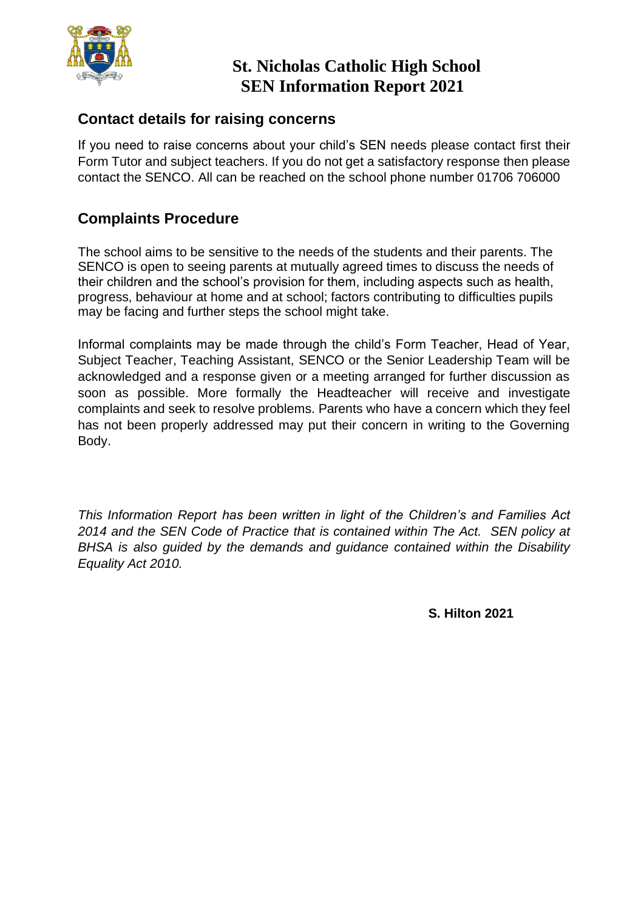# St. Nicholas Catholic High School
# SEN Information Report 2021

## Contact details for raising concerns

If you need to raise concerns about your child's SEN needs please contact first their Form Tutor and subject teachers. If you do not get a satisfactory response then please contact the SENCO. All can be reached on the school phone number 01706 706000

## Complaints Procedure

The school aims to be sensitive to the needs of the students and their parents. The SENCO is open to seeing parents at mutually agreed times to discuss the needs of their children and the school's provision for them, including aspects such as health, progress, behaviour at home and at school; factors contributing to difficulties pupils may be facing and further steps the school might take.

Informal complaints may be made through the child's Form Teacher, Head of Year, Subject Teacher, Teaching Assistant, SENCO or the Senior Leadership Team will be acknowledged and a response given or a meeting arranged for further discussion as soon as possible. More formally the Headteacher will receive and investigate complaints and seek to resolve problems. Parents who have a concern which they feel has not been properly addressed may put their concern in writing to the Governing Body.

*This Information Report has been written in light of the Children's and Families Act 2014 and the SEN Code of Practice that is contained within The Act. SEN policy at BHSA is also guided by the demands and guidance contained within the Disability Equality Act 2010.*

**S. Hilton 2021**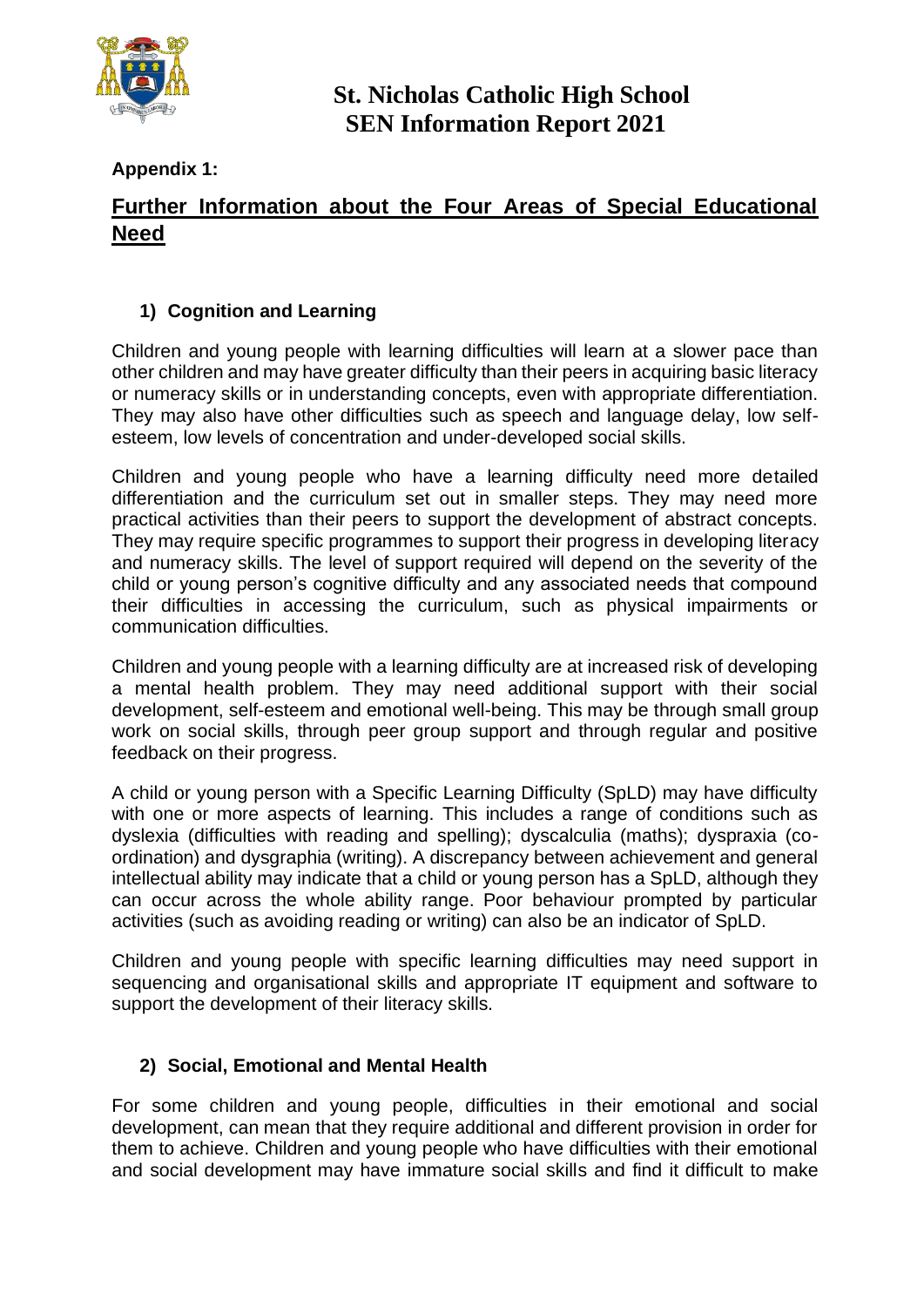# St. Nicholas Catholic High School SEN Information Report 2021

**Appendix 1:**

## Further Information about the Four Areas of Special Educational Need

### 1) Cognition and Learning

Children and young people with learning difficulties will learn at a slower pace than other children and may have greater difficulty than their peers in acquiring basic literacy or numeracy skills or in understanding concepts, even with appropriate differentiation. They may also have other difficulties such as speech and language delay, low self-esteem, low levels of concentration and under-developed social skills.

Children and young people who have a learning difficulty need more detailed differentiation and the curriculum set out in smaller steps. They may need more practical activities than their peers to support the development of abstract concepts. They may require specific programmes to support their progress in developing literacy and numeracy skills. The level of support required will depend on the severity of the child or young person's cognitive difficulty and any associated needs that compound their difficulties in accessing the curriculum, such as physical impairments or communication difficulties.

Children and young people with a learning difficulty are at increased risk of developing a mental health problem. They may need additional support with their social development, self-esteem and emotional well-being. This may be through small group work on social skills, through peer group support and through regular and positive feedback on their progress.

A child or young person with a Specific Learning Difficulty (SpLD) may have difficulty with one or more aspects of learning. This includes a range of conditions such as dyslexia (difficulties with reading and spelling); dyscalculia (maths); dyspraxia (co-ordination) and dysgraphia (writing). A discrepancy between achievement and general intellectual ability may indicate that a child or young person has a SpLD, although they can occur across the whole ability range. Poor behaviour prompted by particular activities (such as avoiding reading or writing) can also be an indicator of SpLD.

Children and young people with specific learning difficulties may need support in sequencing and organisational skills and appropriate IT equipment and software to support the development of their literacy skills.

### 2) Social, Emotional and Mental Health

For some children and young people, difficulties in their emotional and social development, can mean that they require additional and different provision in order for them to achieve. Children and young people who have difficulties with their emotional and social development may have immature social skills and find it difficult to make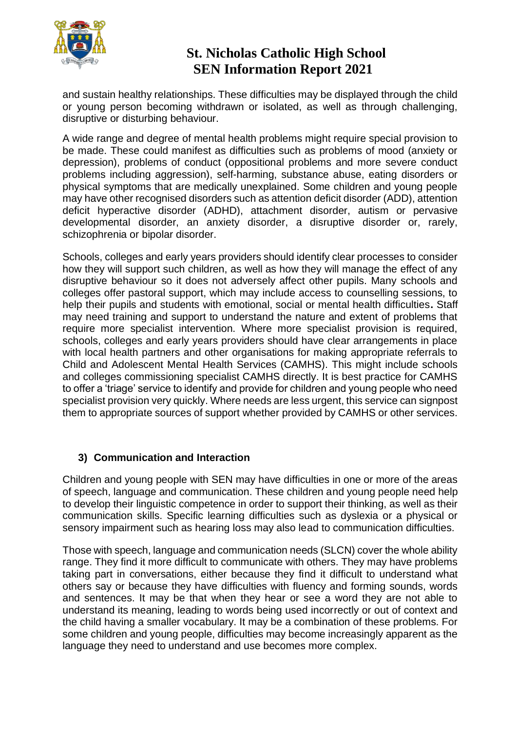and sustain healthy relationships. These difficulties may be displayed through the child or young person becoming withdrawn or isolated, as well as through challenging, disruptive or disturbing behaviour.

A wide range and degree of mental health problems might require special provision to be made. These could manifest as difficulties such as problems of mood (anxiety or depression), problems of conduct (oppositional problems and more severe conduct problems including aggression), self-harming, substance abuse, eating disorders or physical symptoms that are medically unexplained. Some children and young people may have other recognised disorders such as attention deficit disorder (ADD), attention deficit hyperactive disorder (ADHD), attachment disorder, autism or pervasive developmental disorder, an anxiety disorder, a disruptive disorder or, rarely, schizophrenia or bipolar disorder.

Schools, colleges and early years providers should identify clear processes to consider how they will support such children, as well as how they will manage the effect of any disruptive behaviour so it does not adversely affect other pupils. Many schools and colleges offer pastoral support, which may include access to counselling sessions, to help their pupils and students with emotional, social or mental health difficulties**.** Staff may need training and support to understand the nature and extent of problems that require more specialist intervention. Where more specialist provision is required, schools, colleges and early years providers should have clear arrangements in place with local health partners and other organisations for making appropriate referrals to Child and Adolescent Mental Health Services (CAMHS). This might include schools and colleges commissioning specialist CAMHS directly. It is best practice for CAMHS to offer a 'triage' service to identify and provide for children and young people who need specialist provision very quickly. Where needs are less urgent, this service can signpost them to appropriate sources of support whether provided by CAMHS or other services.

### 3) Communication and Interaction

Children and young people with SEN may have difficulties in one or more of the areas of speech, language and communication. These children and young people need help to develop their linguistic competence in order to support their thinking, as well as their communication skills. Specific learning difficulties such as dyslexia or a physical or sensory impairment such as hearing loss may also lead to communication difficulties.

Those with speech, language and communication needs (SLCN) cover the whole ability range. They find it more difficult to communicate with others. They may have problems taking part in conversations, either because they find it difficult to understand what others say or because they have difficulties with fluency and forming sounds, words and sentences. It may be that when they hear or see a word they are not able to understand its meaning, leading to words being used incorrectly or out of context and the child having a smaller vocabulary. It may be a combination of these problems. For some children and young people, difficulties may become increasingly apparent as the language they need to understand and use becomes more complex.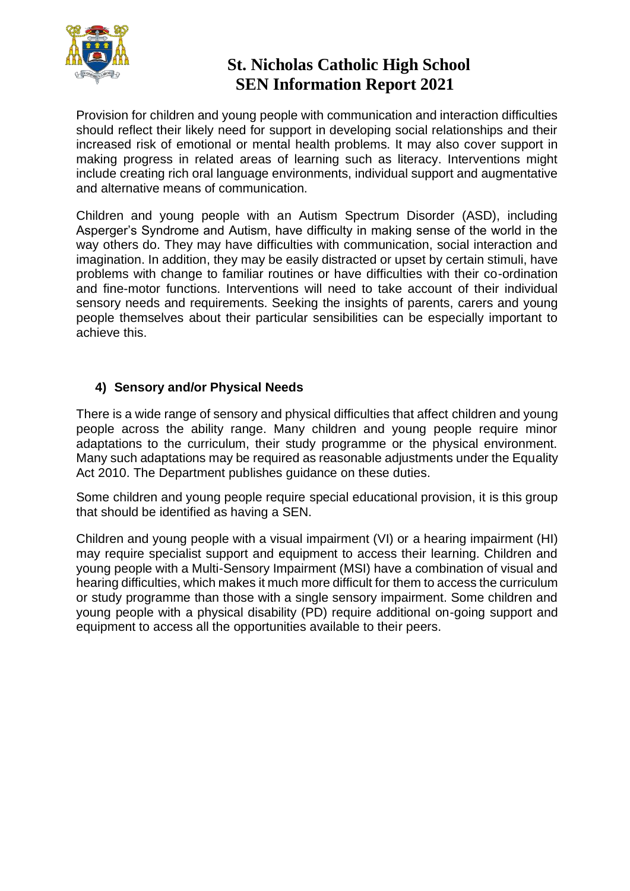Provision for children and young people with communication and interaction difficulties should reflect their likely need for support in developing social relationships and their increased risk of emotional or mental health problems. It may also cover support in making progress in related areas of learning such as literacy. Interventions might include creating rich oral language environments, individual support and augmentative and alternative means of communication.

Children and young people with an Autism Spectrum Disorder (ASD), including Asperger's Syndrome and Autism, have difficulty in making sense of the world in the way others do. They may have difficulties with communication, social interaction and imagination. In addition, they may be easily distracted or upset by certain stimuli, have problems with change to familiar routines or have difficulties with their co-ordination and fine-motor functions. Interventions will need to take account of their individual sensory needs and requirements. Seeking the insights of parents, carers and young people themselves about their particular sensibilities can be especially important to achieve this.

### 4) Sensory and/or Physical Needs

There is a wide range of sensory and physical difficulties that affect children and young people across the ability range. Many children and young people require minor adaptations to the curriculum, their study programme or the physical environment. Many such adaptations may be required as reasonable adjustments under the Equality Act 2010. The Department publishes guidance on these duties.

Some children and young people require special educational provision, it is this group that should be identified as having a SEN.

Children and young people with a visual impairment (VI) or a hearing impairment (HI) may require specialist support and equipment to access their learning. Children and young people with a Multi-Sensory Impairment (MSI) have a combination of visual and hearing difficulties, which makes it much more difficult for them to access the curriculum or study programme than those with a single sensory impairment. Some children and young people with a physical disability (PD) require additional on-going support and equipment to access all the opportunities available to their peers.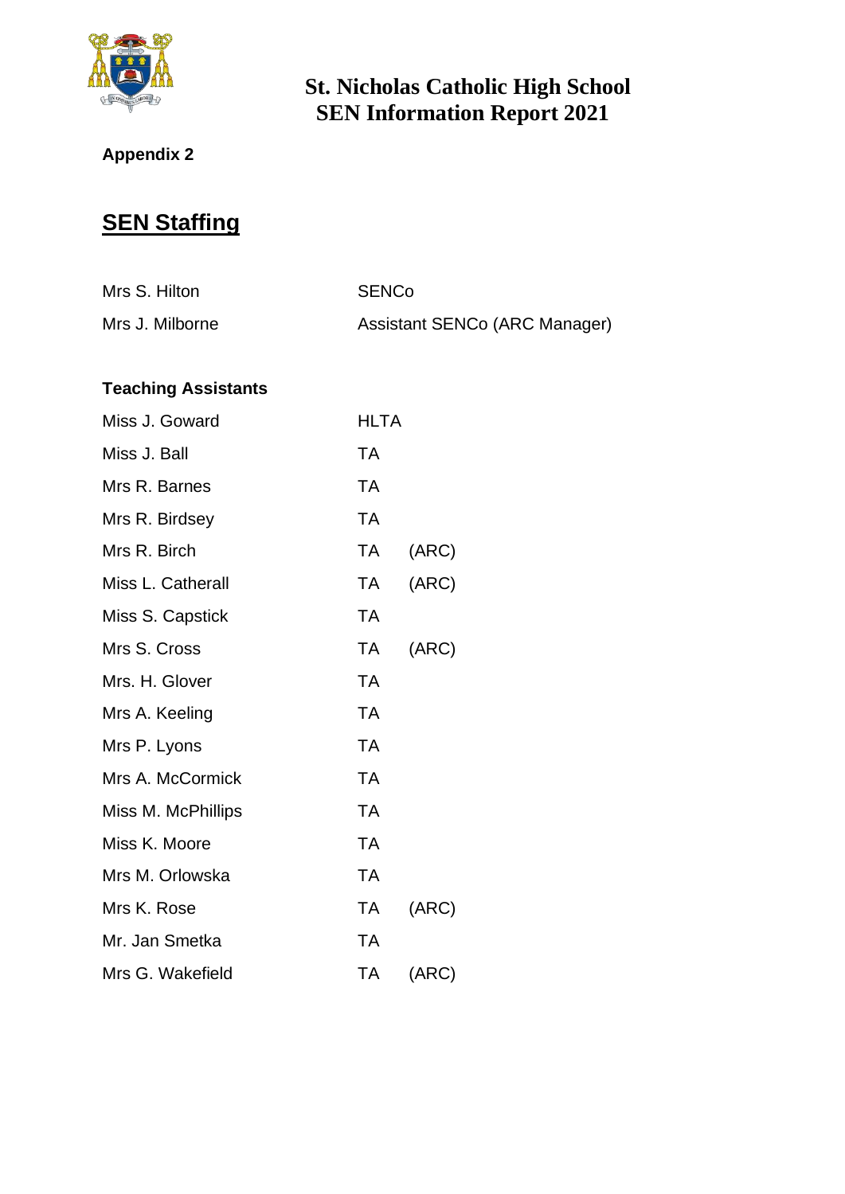# St. Nicholas Catholic High School
## SEN Information Report 2021

**Appendix 2**

## <u>SEN Staffing</u>

| | |
|---|---|
| Mrs S. Hilton | SENCo |
| Mrs J. Milborne | Assistant SENCo (ARC Manager) |

**Teaching Assistants**

| | | |
|---|---|---|
| Miss J. Goward | HLTA | |
| Miss J. Ball | TA | |
| Mrs R. Barnes | TA | |
| Mrs R. Birdsey | TA | |
| Mrs R. Birch | TA | (ARC) |
| Miss L. Catherall | TA | (ARC) |
| Miss S. Capstick | TA | |
| Mrs S. Cross | TA | (ARC) |
| Mrs. H. Glover | TA | |
| Mrs A. Keeling | TA | |
| Mrs P. Lyons | TA | |
| Mrs A. McCormick | TA | |
| Miss M. McPhillips | TA | |
| Miss K. Moore | TA | |
| Mrs M. Orlowska | TA | |
| Mrs K. Rose | TA | (ARC) |
| Mr. Jan Smetka | TA | |
| Mrs G. Wakefield | TA | (ARC) |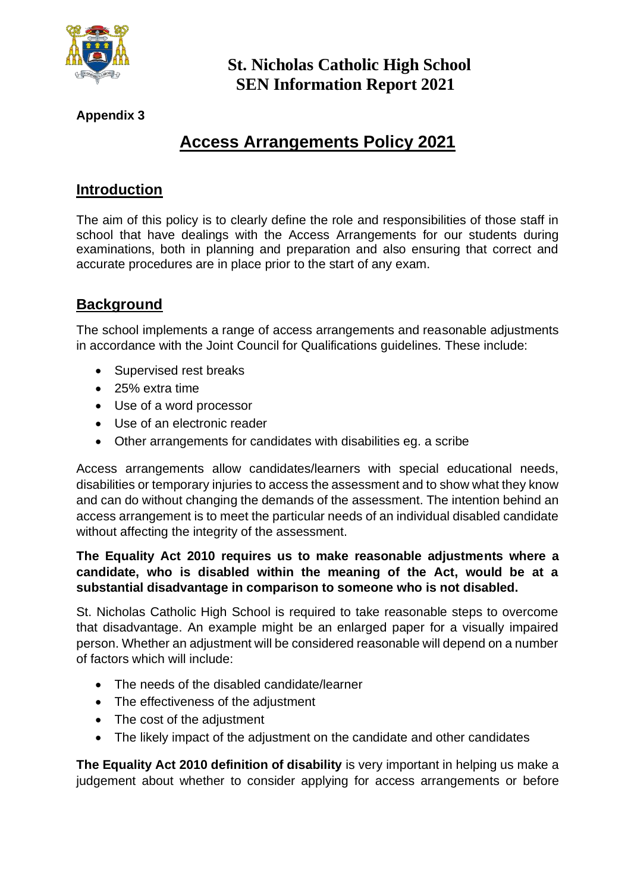**St. Nicholas Catholic High School**
**SEN Information Report 2021**

**Appendix 3**

# Access Arrangements Policy 2021

## Introduction

The aim of this policy is to clearly define the role and responsibilities of those staff in school that have dealings with the Access Arrangements for our students during examinations, both in planning and preparation and also ensuring that correct and accurate procedures are in place prior to the start of any exam.

## Background

The school implements a range of access arrangements and reasonable adjustments in accordance with the Joint Council for Qualifications guidelines. These include:

- Supervised rest breaks
- 25% extra time
- Use of a word processor
- Use of an electronic reader
- Other arrangements for candidates with disabilities eg. a scribe

Access arrangements allow candidates/learners with special educational needs, disabilities or temporary injuries to access the assessment and to show what they know and can do without changing the demands of the assessment. The intention behind an access arrangement is to meet the particular needs of an individual disabled candidate without affecting the integrity of the assessment.

**The Equality Act 2010 requires us to make reasonable adjustments where a candidate, who is disabled within the meaning of the Act, would be at a substantial disadvantage in comparison to someone who is not disabled.**

St. Nicholas Catholic High School is required to take reasonable steps to overcome that disadvantage. An example might be an enlarged paper for a visually impaired person. Whether an adjustment will be considered reasonable will depend on a number of factors which will include:

- The needs of the disabled candidate/learner
- The effectiveness of the adjustment
- The cost of the adjustment
- The likely impact of the adjustment on the candidate and other candidates

**The Equality Act 2010 definition of disability** is very important in helping us make a judgement about whether to consider applying for access arrangements or before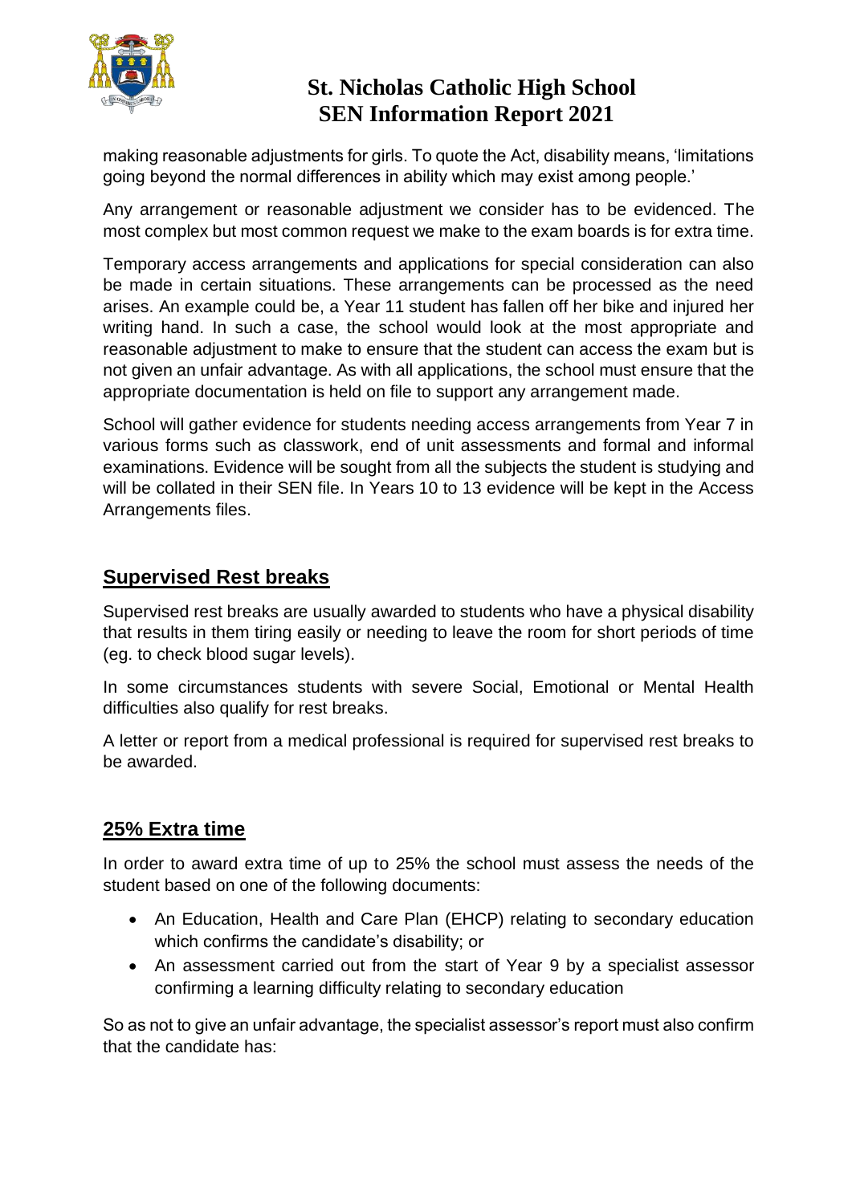making reasonable adjustments for girls. To quote the Act, disability means, 'limitations going beyond the normal differences in ability which may exist among people.'

Any arrangement or reasonable adjustment we consider has to be evidenced. The most complex but most common request we make to the exam boards is for extra time.

Temporary access arrangements and applications for special consideration can also be made in certain situations. These arrangements can be processed as the need arises. An example could be, a Year 11 student has fallen off her bike and injured her writing hand. In such a case, the school would look at the most appropriate and reasonable adjustment to make to ensure that the student can access the exam but is not given an unfair advantage. As with all applications, the school must ensure that the appropriate documentation is held on file to support any arrangement made.

School will gather evidence for students needing access arrangements from Year 7 in various forms such as classwork, end of unit assessments and formal and informal examinations. Evidence will be sought from all the subjects the student is studying and will be collated in their SEN file. In Years 10 to 13 evidence will be kept in the Access Arrangements files.

## Supervised Rest breaks

Supervised rest breaks are usually awarded to students who have a physical disability that results in them tiring easily or needing to leave the room for short periods of time (eg. to check blood sugar levels).

In some circumstances students with severe Social, Emotional or Mental Health difficulties also qualify for rest breaks.

A letter or report from a medical professional is required for supervised rest breaks to be awarded.

## 25% Extra time

In order to award extra time of up to 25% the school must assess the needs of the student based on one of the following documents:

- An Education, Health and Care Plan (EHCP) relating to secondary education which confirms the candidate's disability; or
- An assessment carried out from the start of Year 9 by a specialist assessor confirming a learning difficulty relating to secondary education

So as not to give an unfair advantage, the specialist assessor's report must also confirm that the candidate has: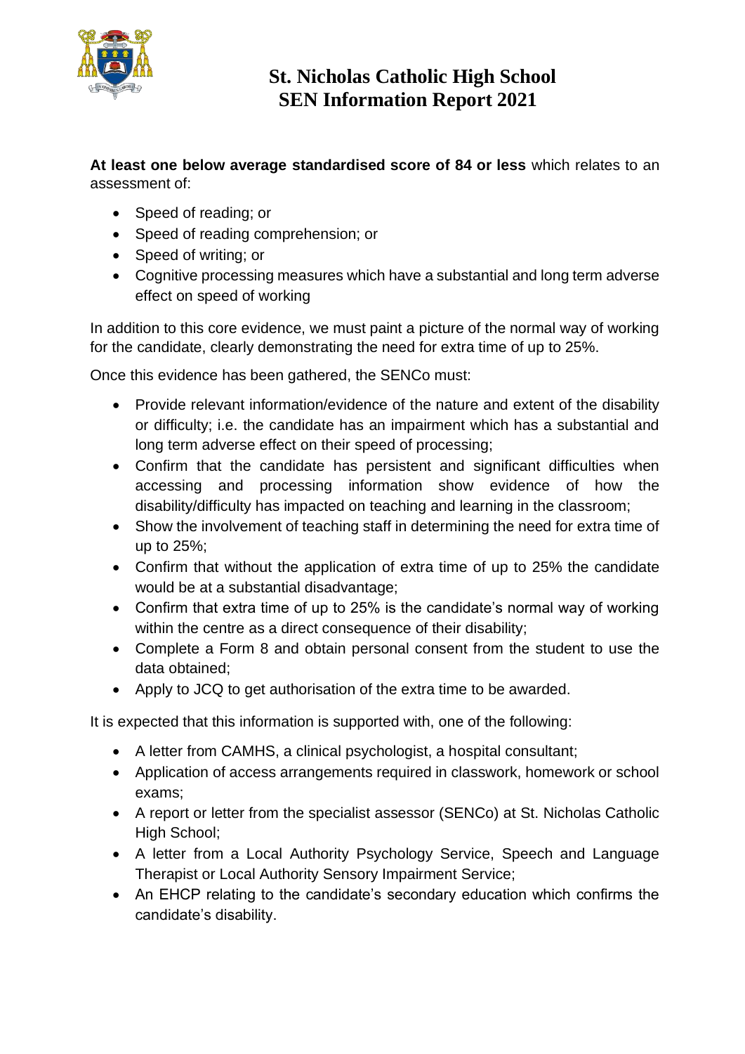**At least one below average standardised score of 84 or less** which relates to an assessment of:

- Speed of reading; or
- Speed of reading comprehension; or
- Speed of writing; or
- Cognitive processing measures which have a substantial and long term adverse effect on speed of working

In addition to this core evidence, we must paint a picture of the normal way of working for the candidate, clearly demonstrating the need for extra time of up to 25%.

Once this evidence has been gathered, the SENCo must:

- Provide relevant information/evidence of the nature and extent of the disability or difficulty; i.e. the candidate has an impairment which has a substantial and long term adverse effect on their speed of processing;
- Confirm that the candidate has persistent and significant difficulties when accessing and processing information show evidence of how the disability/difficulty has impacted on teaching and learning in the classroom;
- Show the involvement of teaching staff in determining the need for extra time of up to 25%;
- Confirm that without the application of extra time of up to 25% the candidate would be at a substantial disadvantage;
- Confirm that extra time of up to 25% is the candidate's normal way of working within the centre as a direct consequence of their disability;
- Complete a Form 8 and obtain personal consent from the student to use the data obtained;
- Apply to JCQ to get authorisation of the extra time to be awarded.

It is expected that this information is supported with, one of the following:

- A letter from CAMHS, a clinical psychologist, a hospital consultant;
- Application of access arrangements required in classwork, homework or school exams;
- A report or letter from the specialist assessor (SENCo) at St. Nicholas Catholic High School;
- A letter from a Local Authority Psychology Service, Speech and Language Therapist or Local Authority Sensory Impairment Service;
- An EHCP relating to the candidate's secondary education which confirms the candidate's disability.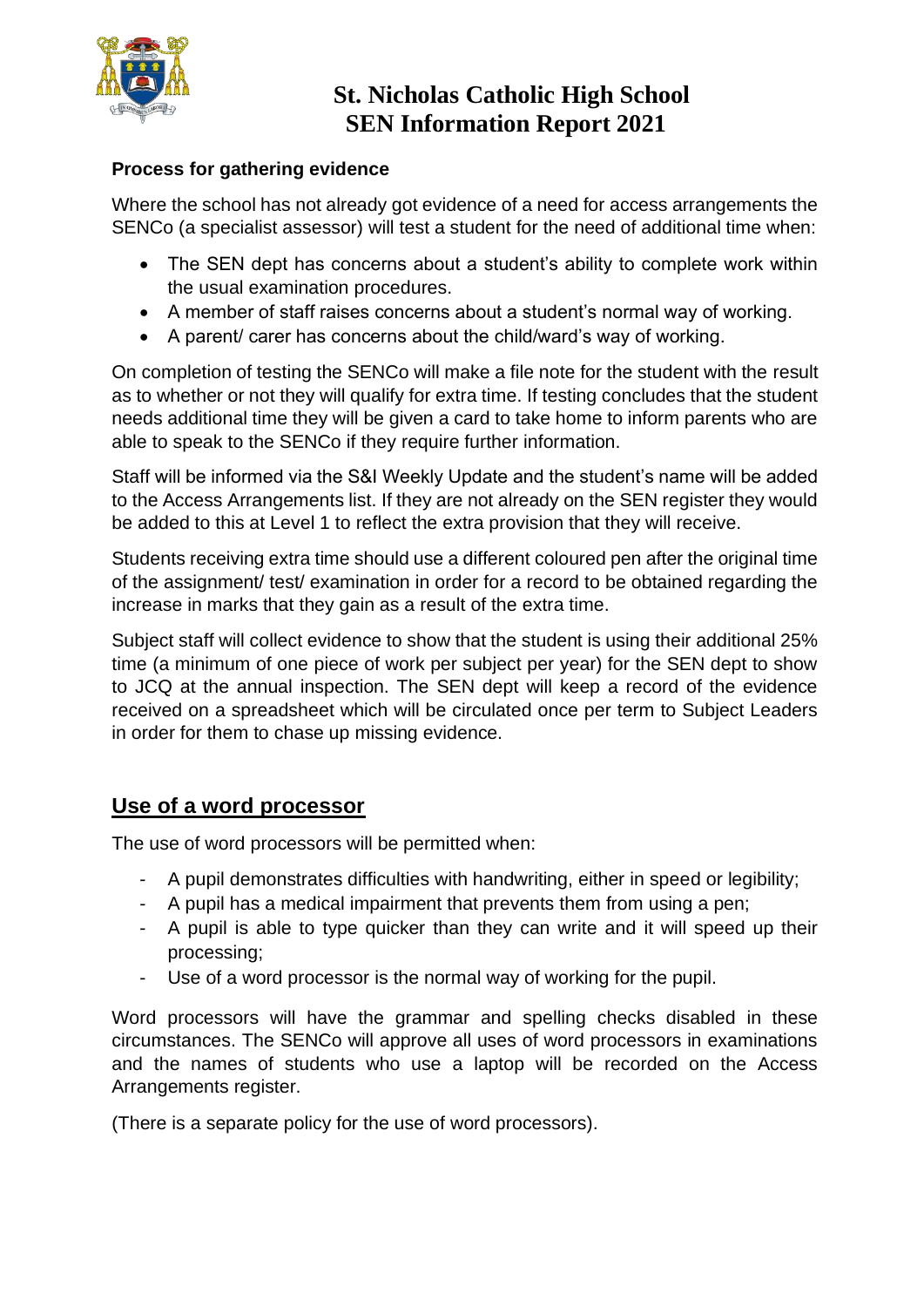### Process for gathering evidence

Where the school has not already got evidence of a need for access arrangements the SENCo (a specialist assessor) will test a student for the need of additional time when:

- The SEN dept has concerns about a student's ability to complete work within the usual examination procedures.
- A member of staff raises concerns about a student's normal way of working.
- A parent/ carer has concerns about the child/ward's way of working.

On completion of testing the SENCo will make a file note for the student with the result as to whether or not they will qualify for extra time. If testing concludes that the student needs additional time they will be given a card to take home to inform parents who are able to speak to the SENCo if they require further information.

Staff will be informed via the S&I Weekly Update and the student's name will be added to the Access Arrangements list. If they are not already on the SEN register they would be added to this at Level 1 to reflect the extra provision that they will receive.

Students receiving extra time should use a different coloured pen after the original time of the assignment/ test/ examination in order for a record to be obtained regarding the increase in marks that they gain as a result of the extra time.

Subject staff will collect evidence to show that the student is using their additional 25% time (a minimum of one piece of work per subject per year) for the SEN dept to show to JCQ at the annual inspection. The SEN dept will keep a record of the evidence received on a spreadsheet which will be circulated once per term to Subject Leaders in order for them to chase up missing evidence.

## Use of a word processor

The use of word processors will be permitted when:

- A pupil demonstrates difficulties with handwriting, either in speed or legibility;
- A pupil has a medical impairment that prevents them from using a pen;
- A pupil is able to type quicker than they can write and it will speed up their processing;
- Use of a word processor is the normal way of working for the pupil.

Word processors will have the grammar and spelling checks disabled in these circumstances. The SENCo will approve all uses of word processors in examinations and the names of students who use a laptop will be recorded on the Access Arrangements register.

(There is a separate policy for the use of word processors).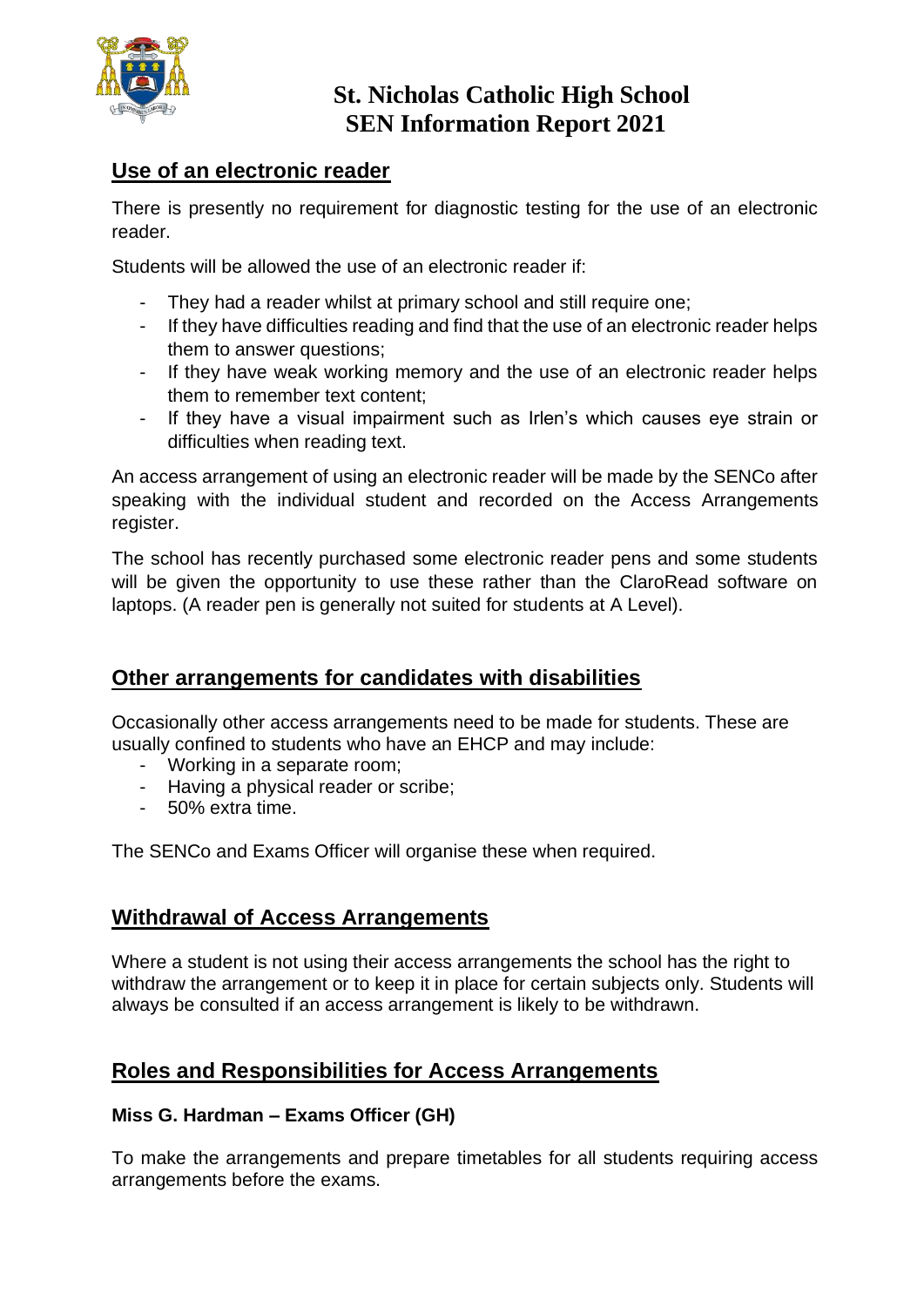## Use of an electronic reader

There is presently no requirement for diagnostic testing for the use of an electronic reader.

Students will be allowed the use of an electronic reader if:

- They had a reader whilst at primary school and still require one;
- If they have difficulties reading and find that the use of an electronic reader helps them to answer questions;
- If they have weak working memory and the use of an electronic reader helps them to remember text content;
- If they have a visual impairment such as Irlen's which causes eye strain or difficulties when reading text.

An access arrangement of using an electronic reader will be made by the SENCo after speaking with the individual student and recorded on the Access Arrangements register.

The school has recently purchased some electronic reader pens and some students will be given the opportunity to use these rather than the ClaroRead software on laptops. (A reader pen is generally not suited for students at A Level).

## Other arrangements for candidates with disabilities

Occasionally other access arrangements need to be made for students. These are usually confined to students who have an EHCP and may include:

- Working in a separate room;
- Having a physical reader or scribe;
- 50% extra time.

The SENCo and Exams Officer will organise these when required.

## Withdrawal of Access Arrangements

Where a student is not using their access arrangements the school has the right to withdraw the arrangement or to keep it in place for certain subjects only. Students will always be consulted if an access arrangement is likely to be withdrawn.

## Roles and Responsibilities for Access Arrangements

**Miss G. Hardman – Exams Officer (GH)**

To make the arrangements and prepare timetables for all students requiring access arrangements before the exams.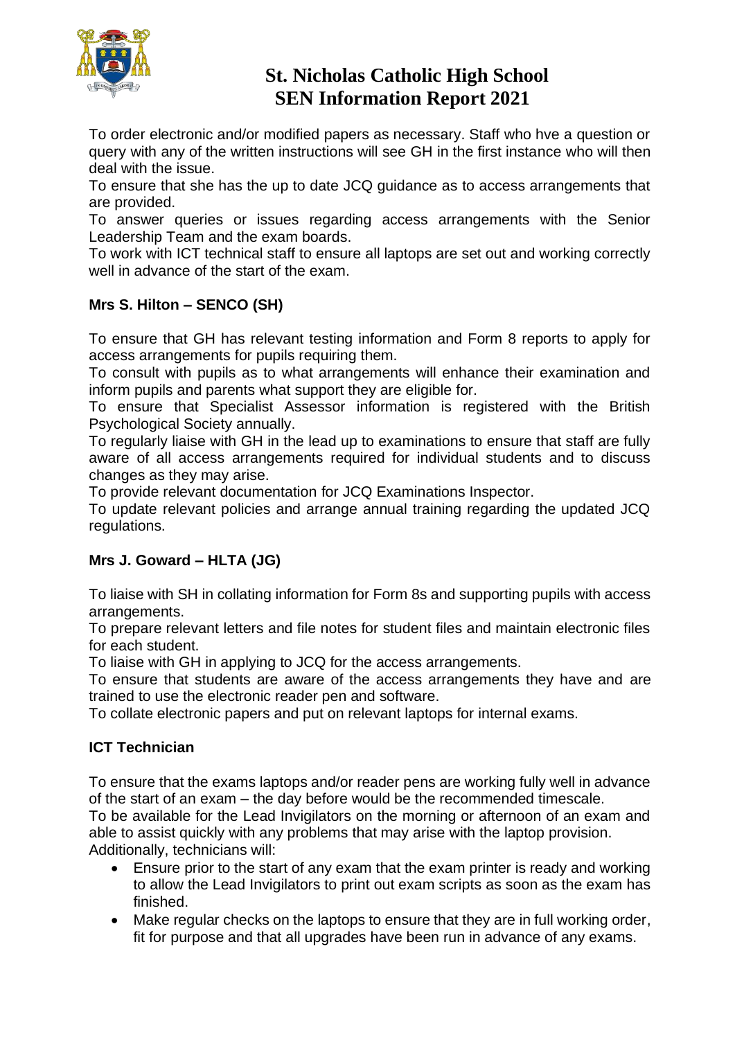To order electronic and/or modified papers as necessary. Staff who hve a question or query with any of the written instructions will see GH in the first instance who will then deal with the issue.

To ensure that she has the up to date JCQ guidance as to access arrangements that are provided.

To answer queries or issues regarding access arrangements with the Senior Leadership Team and the exam boards.

To work with ICT technical staff to ensure all laptops are set out and working correctly well in advance of the start of the exam.

**Mrs S. Hilton – SENCO (SH)**

To ensure that GH has relevant testing information and Form 8 reports to apply for access arrangements for pupils requiring them.

To consult with pupils as to what arrangements will enhance their examination and inform pupils and parents what support they are eligible for.

To ensure that Specialist Assessor information is registered with the British Psychological Society annually.

To regularly liaise with GH in the lead up to examinations to ensure that staff are fully aware of all access arrangements required for individual students and to discuss changes as they may arise.

To provide relevant documentation for JCQ Examinations Inspector.

To update relevant policies and arrange annual training regarding the updated JCQ regulations.

**Mrs J. Goward – HLTA (JG)**

To liaise with SH in collating information for Form 8s and supporting pupils with access arrangements.

To prepare relevant letters and file notes for student files and maintain electronic files for each student.

To liaise with GH in applying to JCQ for the access arrangements.

To ensure that students are aware of the access arrangements they have and are trained to use the electronic reader pen and software.

To collate electronic papers and put on relevant laptops for internal exams.

**ICT Technician**

To ensure that the exams laptops and/or reader pens are working fully well in advance of the start of an exam – the day before would be the recommended timescale.

To be available for the Lead Invigilators on the morning or afternoon of an exam and able to assist quickly with any problems that may arise with the laptop provision.

Additionally, technicians will:

- Ensure prior to the start of any exam that the exam printer is ready and working to allow the Lead Invigilators to print out exam scripts as soon as the exam has finished.
- Make regular checks on the laptops to ensure that they are in full working order, fit for purpose and that all upgrades have been run in advance of any exams.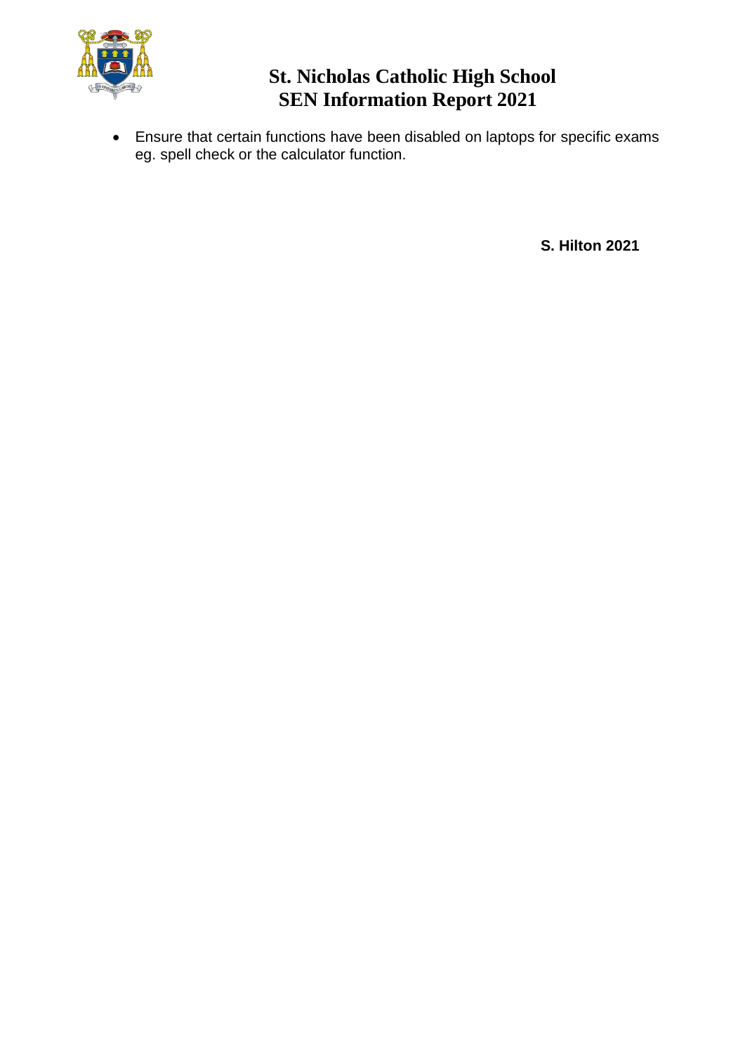- Ensure that certain functions have been disabled on laptops for specific exams eg. spell check or the calculator function.

**S. Hilton 2021**